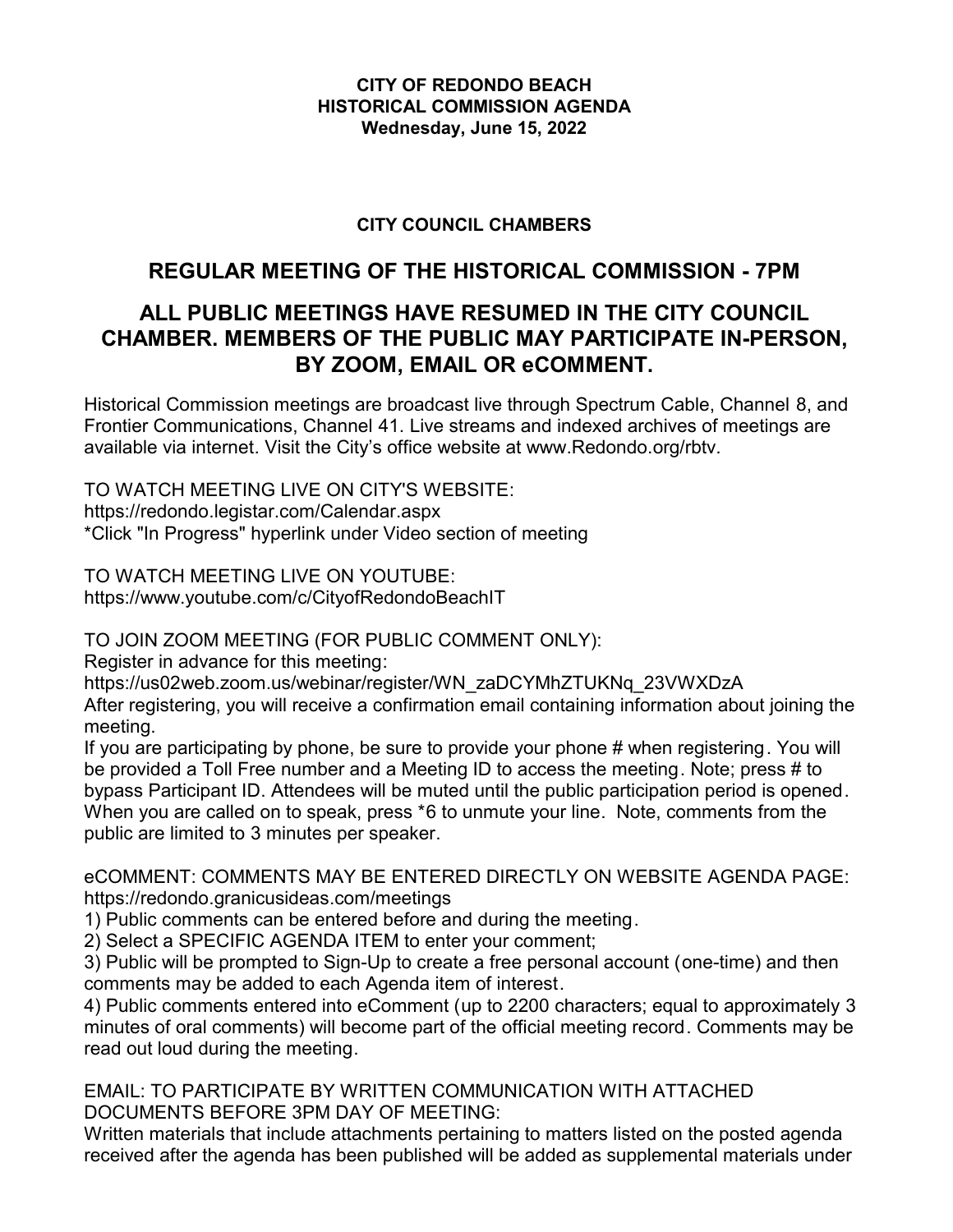**CITY OF REDONDO BEACH**
**HISTORICAL COMMISSION AGENDA**
**Wednesday, June 15, 2022**

**CITY COUNCIL CHAMBERS**

## REGULAR MEETING OF THE HISTORICAL COMMISSION - 7PM

## ALL PUBLIC MEETINGS HAVE RESUMED IN THE CITY COUNCIL CHAMBER. MEMBERS OF THE PUBLIC MAY PARTICIPATE IN-PERSON, BY ZOOM, EMAIL OR eCOMMENT.

Historical Commission meetings are broadcast live through Spectrum Cable, Channel 8, and Frontier Communications, Channel 41. Live streams and indexed archives of meetings are available via internet. Visit the City's office website at www.Redondo.org/rbtv.

TO WATCH MEETING LIVE ON CITY'S WEBSITE:
https://redondo.legistar.com/Calendar.aspx
*Click "In Progress" hyperlink under Video section of meeting

TO WATCH MEETING LIVE ON YOUTUBE:
https://www.youtube.com/c/CityofRedondoBeachIT

TO JOIN ZOOM MEETING (FOR PUBLIC COMMENT ONLY):
Register in advance for this meeting:
https://us02web.zoom.us/webinar/register/WN_zaDCYMhZTUKNq_23VWXDzA
After registering, you will receive a confirmation email containing information about joining the meeting.
If you are participating by phone, be sure to provide your phone # when registering. You will be provided a Toll Free number and a Meeting ID to access the meeting. Note; press # to bypass Participant ID. Attendees will be muted until the public participation period is opened. When you are called on to speak, press *6 to unmute your line. Note, comments from the public are limited to 3 minutes per speaker.

eCOMMENT: COMMENTS MAY BE ENTERED DIRECTLY ON WEBSITE AGENDA PAGE:
https://redondo.granicusideas.com/meetings
1) Public comments can be entered before and during the meeting.
2) Select a SPECIFIC AGENDA ITEM to enter your comment;
3) Public will be prompted to Sign-Up to create a free personal account (one-time) and then comments may be added to each Agenda item of interest.
4) Public comments entered into eComment (up to 2200 characters; equal to approximately 3 minutes of oral comments) will become part of the official meeting record. Comments may be read out loud during the meeting.

EMAIL: TO PARTICIPATE BY WRITTEN COMMUNICATION WITH ATTACHED DOCUMENTS BEFORE 3PM DAY OF MEETING:
Written materials that include attachments pertaining to matters listed on the posted agenda received after the agenda has been published will be added as supplemental materials under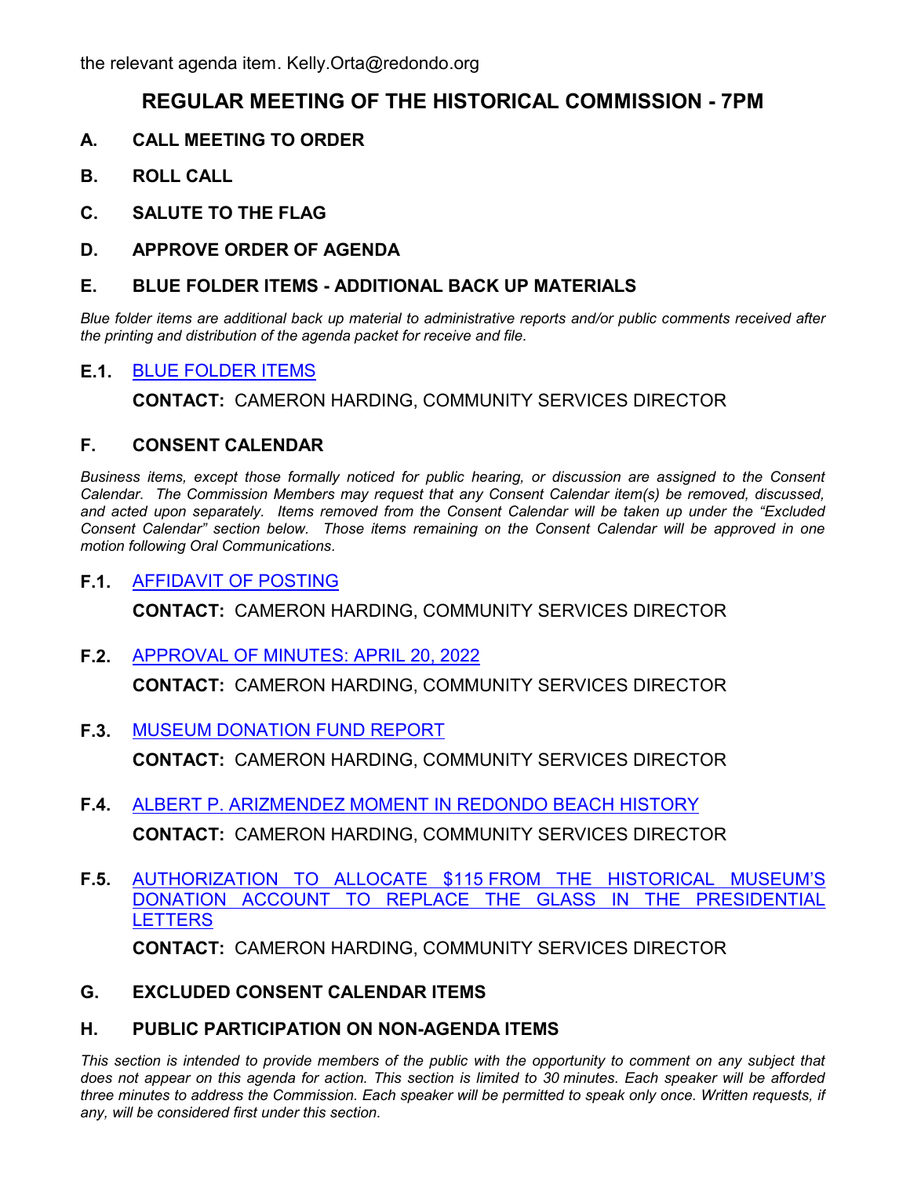the relevant agenda item. Kelly.Orta@redondo.org

# REGULAR MEETING OF THE HISTORICAL COMMISSION - 7PM

## A. CALL MEETING TO ORDER

## B. ROLL CALL

## C. SALUTE TO THE FLAG

## D. APPROVE ORDER OF AGENDA

## E. BLUE FOLDER ITEMS - ADDITIONAL BACK UP MATERIALS

*Blue folder items are additional back up material to administrative reports and/or public comments received after the printing and distribution of the agenda packet for receive and file.*

**E.1.** BLUE FOLDER ITEMS

**CONTACT:** CAMERON HARDING, COMMUNITY SERVICES DIRECTOR

## F. CONSENT CALENDAR

*Business items, except those formally noticed for public hearing, or discussion are assigned to the Consent Calendar. The Commission Members may request that any Consent Calendar item(s) be removed, discussed, and acted upon separately. Items removed from the Consent Calendar will be taken up under the "Excluded Consent Calendar" section below. Those items remaining on the Consent Calendar will be approved in one motion following Oral Communications.*

**F.1.** AFFIDAVIT OF POSTING

**CONTACT:** CAMERON HARDING, COMMUNITY SERVICES DIRECTOR

**F.2.** APPROVAL OF MINUTES: APRIL 20, 2022

**CONTACT:** CAMERON HARDING, COMMUNITY SERVICES DIRECTOR

**F.3.** MUSEUM DONATION FUND REPORT

**CONTACT:** CAMERON HARDING, COMMUNITY SERVICES DIRECTOR

**F.4.** ALBERT P. ARIZMENDEZ MOMENT IN REDONDO BEACH HISTORY

**CONTACT:** CAMERON HARDING, COMMUNITY SERVICES DIRECTOR

**F.5.** AUTHORIZATION TO ALLOCATE $115 FROM THE HISTORICAL MUSEUM'S DONATION ACCOUNT TO REPLACE THE GLASS IN THE PRESIDENTIAL LETTERS

**CONTACT:** CAMERON HARDING, COMMUNITY SERVICES DIRECTOR

## G. EXCLUDED CONSENT CALENDAR ITEMS

## H. PUBLIC PARTICIPATION ON NON-AGENDA ITEMS

*This section is intended to provide members of the public with the opportunity to comment on any subject that does not appear on this agenda for action. This section is limited to 30 minutes. Each speaker will be afforded three minutes to address the Commission. Each speaker will be permitted to speak only once. Written requests, if any, will be considered first under this section.*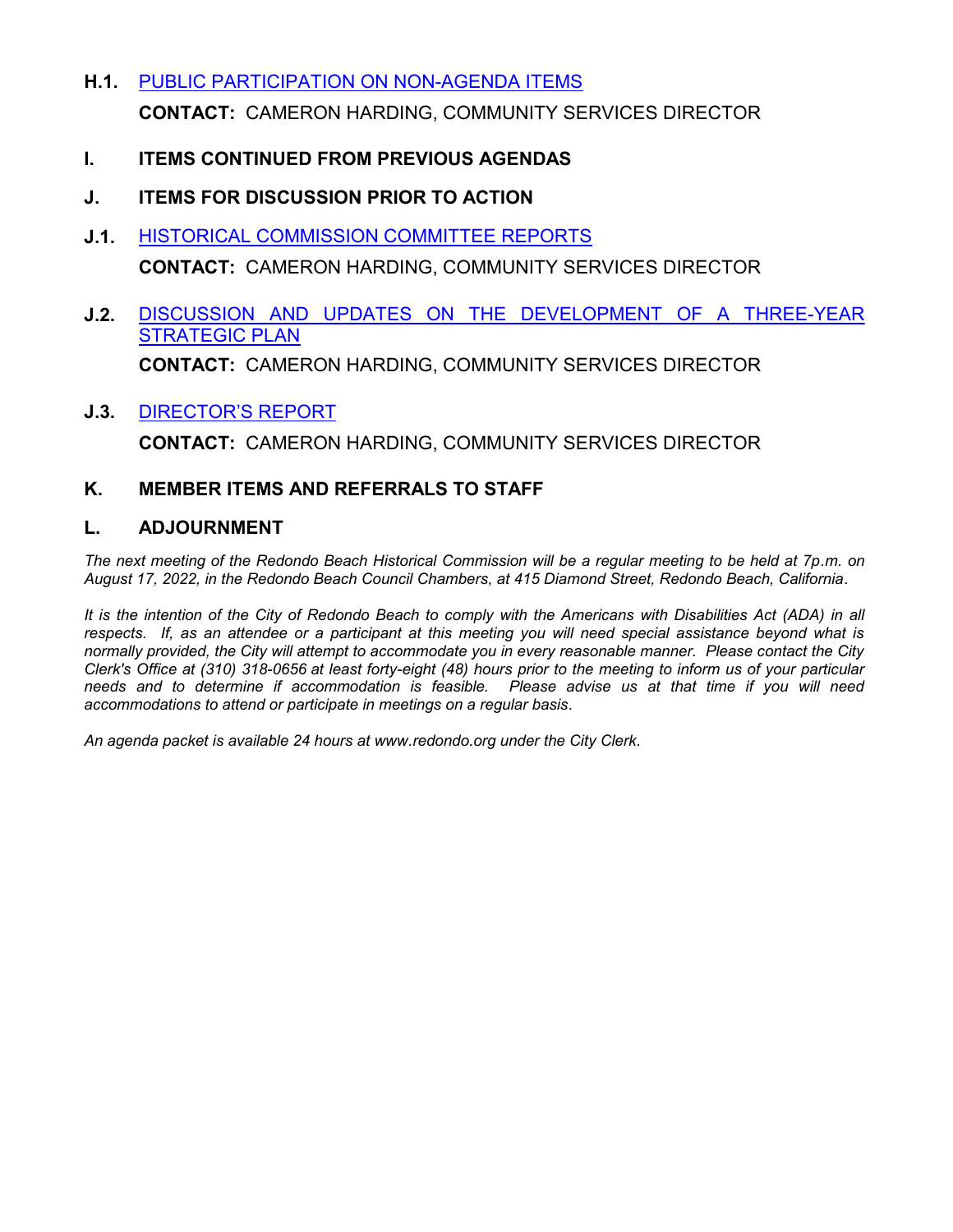**H.1.** [PUBLIC PARTICIPATION ON NON-AGENDA ITEMS]

**CONTACT:** CAMERON HARDING, COMMUNITY SERVICES DIRECTOR

**I. ITEMS CONTINUED FROM PREVIOUS AGENDAS**

**J. ITEMS FOR DISCUSSION PRIOR TO ACTION**

**J.1.** [HISTORICAL COMMISSION COMMITTEE REPORTS]

**CONTACT:** CAMERON HARDING, COMMUNITY SERVICES DIRECTOR

**J.2.** [DISCUSSION AND UPDATES ON THE DEVELOPMENT OF A THREE-YEAR STRATEGIC PLAN]

**CONTACT:** CAMERON HARDING, COMMUNITY SERVICES DIRECTOR

**J.3.** [DIRECTOR'S REPORT]

**CONTACT:** CAMERON HARDING, COMMUNITY SERVICES DIRECTOR

**K. MEMBER ITEMS AND REFERRALS TO STAFF**

**L. ADJOURNMENT**

*The next meeting of the Redondo Beach Historical Commission will be a regular meeting to be held at 7p.m. on August 17, 2022, in the Redondo Beach Council Chambers, at 415 Diamond Street, Redondo Beach, California.*

*It is the intention of the City of Redondo Beach to comply with the Americans with Disabilities Act (ADA) in all respects. If, as an attendee or a participant at this meeting you will need special assistance beyond what is normally provided, the City will attempt to accommodate you in every reasonable manner. Please contact the City Clerk's Office at (310) 318-0656 at least forty-eight (48) hours prior to the meeting to inform us of your particular needs and to determine if accommodation is feasible. Please advise us at that time if you will need accommodations to attend or participate in meetings on a regular basis.*

*An agenda packet is available 24 hours at www.redondo.org under the City Clerk.*